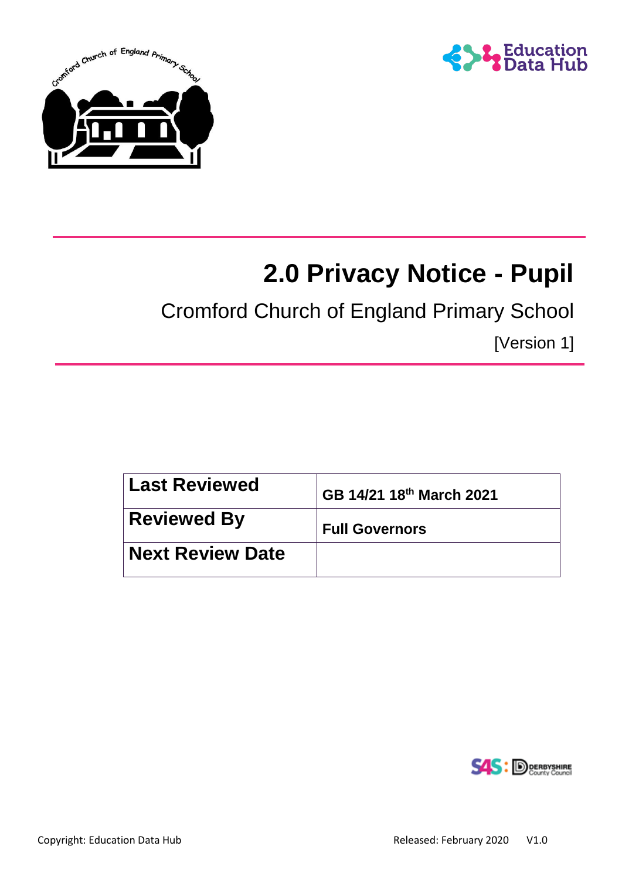# 2.0 Privacy Notice - Pupil

## Cromford Church of England Primary School

[Version 1]

| **Last Reviewed** | **GB 14/21 18th March 2021** |
| --- | --- |
| **Reviewed By** | **Full Governors** |
| **Next Review Date** | |

Copyright: Education Data Hub

Released: February 2020 V1.0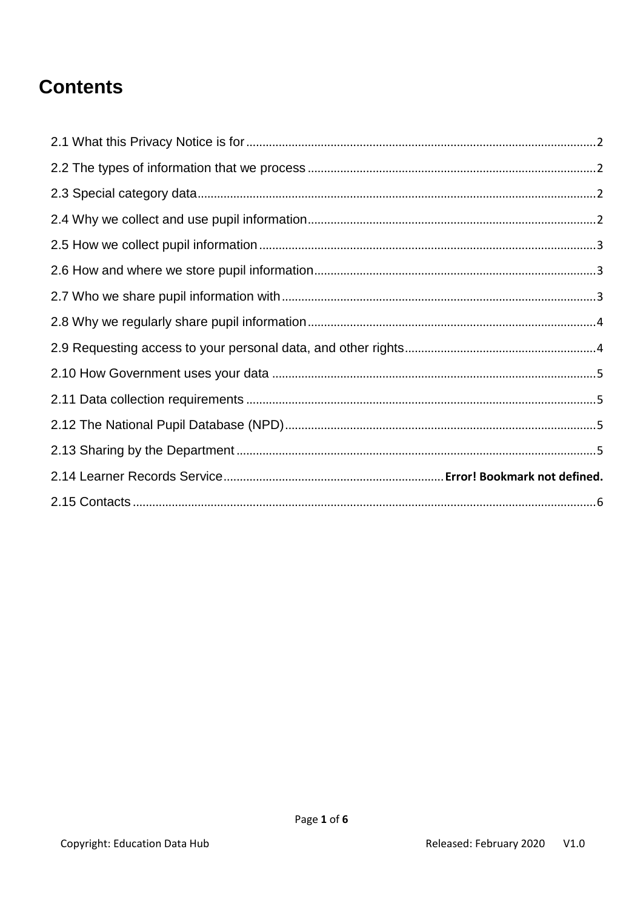# Contents

2.1 What this Privacy Notice is for ........................................................................................................2

2.2 The types of information that we process ......................................................................................2

2.3 Special category data .......................................................................................................................2

2.4 Why we collect and use pupil information ......................................................................................2

2.5 How we collect pupil information ....................................................................................................3

2.6 How and where we store pupil information ....................................................................................3

2.7 Who we share pupil information with ..............................................................................................3

2.8 Why we regularly share pupil information ......................................................................................4

2.9 Requesting access to your personal data, and other rights ..........................................................4

2.10 How Government uses your data ..................................................................................................5

2.11 Data collection requirements .........................................................................................................5

2.12 The National Pupil Database (NPD) ..............................................................................................5

2.13 Sharing by the Department ............................................................................................................5

2.14 Learner Records Service .................................................................. **Error! Bookmark not defined.**

2.15 Contacts ...........................................................................................................................................6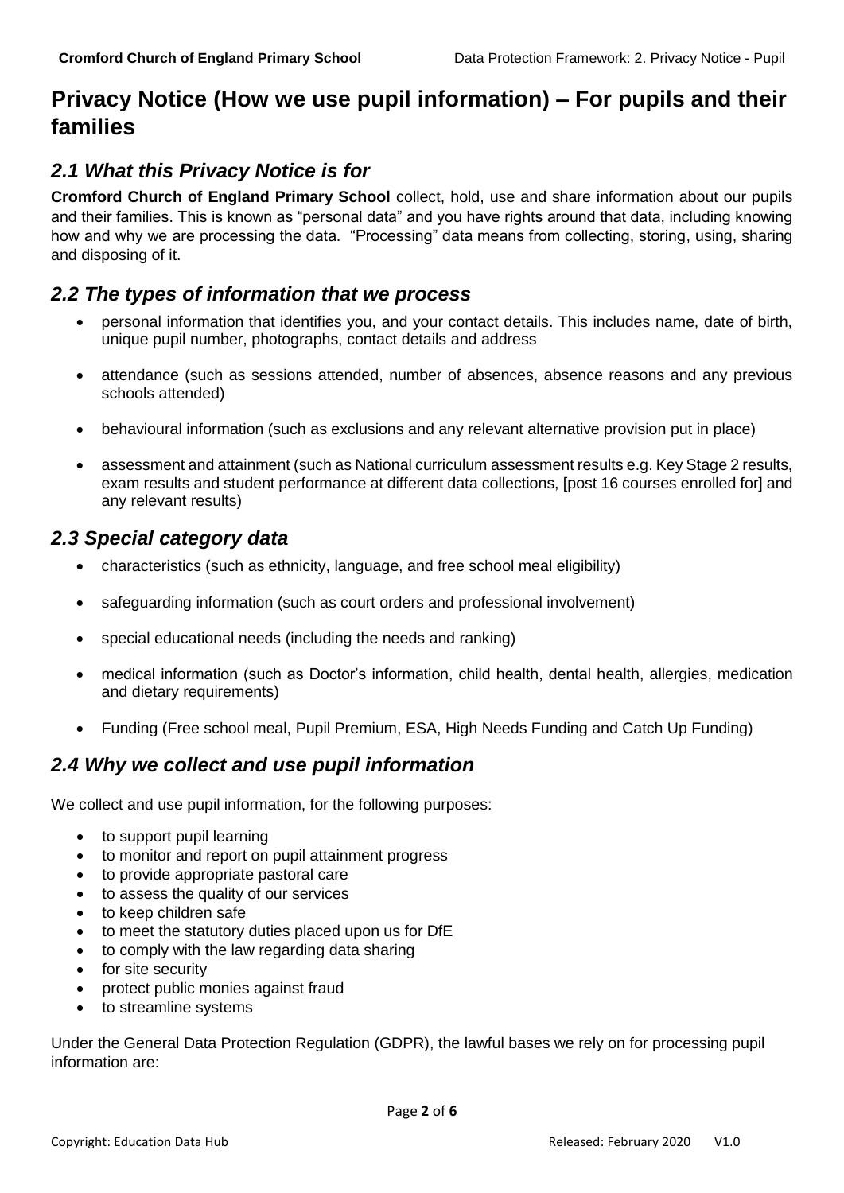# Privacy Notice (How we use pupil information) – For pupils and their families

## *2.1 What this Privacy Notice is for*

**Cromford Church of England Primary School** collect, hold, use and share information about our pupils and their families. This is known as "personal data" and you have rights around that data, including knowing how and why we are processing the data. "Processing" data means from collecting, storing, using, sharing and disposing of it.

## *2.2 The types of information that we process*

- personal information that identifies you, and your contact details. This includes name, date of birth, unique pupil number, photographs, contact details and address
- attendance (such as sessions attended, number of absences, absence reasons and any previous schools attended)
- behavioural information (such as exclusions and any relevant alternative provision put in place)
- assessment and attainment (such as National curriculum assessment results e.g. Key Stage 2 results, exam results and student performance at different data collections, [post 16 courses enrolled for] and any relevant results)

## *2.3 Special category data*

- characteristics (such as ethnicity, language, and free school meal eligibility)
- safeguarding information (such as court orders and professional involvement)
- special educational needs (including the needs and ranking)
- medical information (such as Doctor's information, child health, dental health, allergies, medication and dietary requirements)
- Funding (Free school meal, Pupil Premium, ESA, High Needs Funding and Catch Up Funding)

## *2.4 Why we collect and use pupil information*

We collect and use pupil information, for the following purposes:

- to support pupil learning
- to monitor and report on pupil attainment progress
- to provide appropriate pastoral care
- to assess the quality of our services
- to keep children safe
- to meet the statutory duties placed upon us for DfE
- to comply with the law regarding data sharing
- for site security
- protect public monies against fraud
- to streamline systems

Under the General Data Protection Regulation (GDPR), the lawful bases we rely on for processing pupil information are: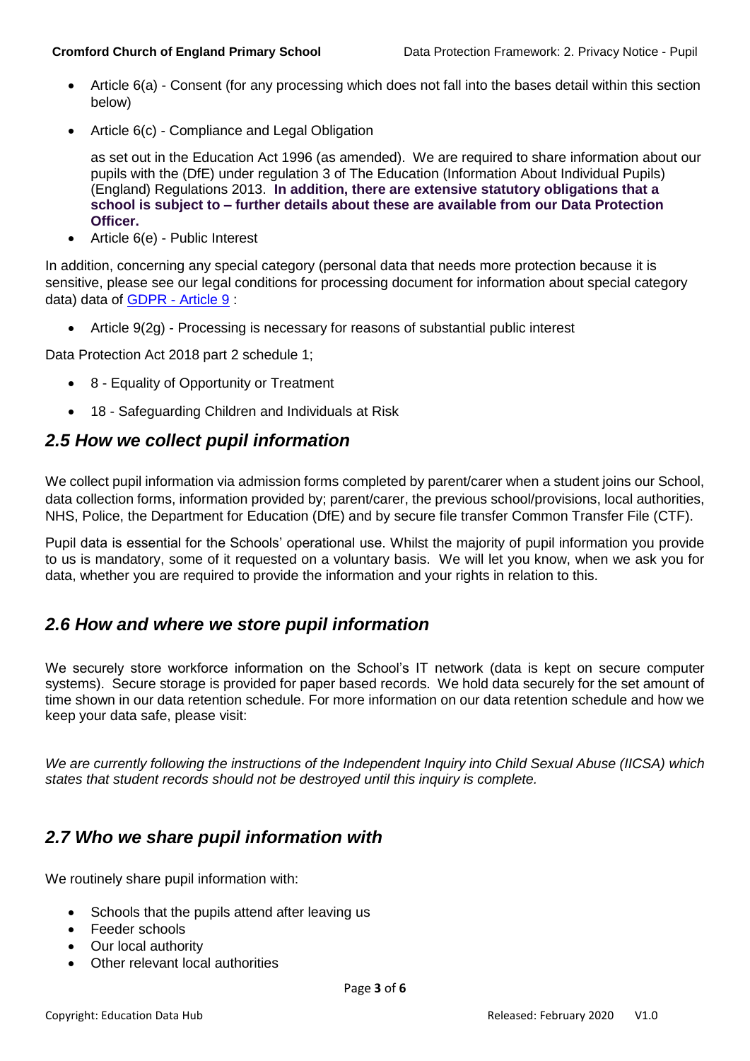- Article 6(a) - Consent (for any processing which does not fall into the bases detail within this section below)
- Article 6(c) - Compliance and Legal Obligation

  as set out in the Education Act 1996 (as amended). We are required to share information about our pupils with the (DfE) under regulation 3 of The Education (Information About Individual Pupils) (England) Regulations 2013. **In addition, there are extensive statutory obligations that a school is subject to – further details about these are available from our Data Protection Officer.**
- Article 6(e) - Public Interest

In addition, concerning any special category (personal data that needs more protection because it is sensitive, please see our legal conditions for processing document for information about special category data) data of GDPR - Article 9 :

- Article 9(2g) - Processing is necessary for reasons of substantial public interest

Data Protection Act 2018 part 2 schedule 1;

- 8 - Equality of Opportunity or Treatment
- 18 - Safeguarding Children and Individuals at Risk

## *2.5 How we collect pupil information*

We collect pupil information via admission forms completed by parent/carer when a student joins our School, data collection forms, information provided by; parent/carer, the previous school/provisions, local authorities, NHS, Police, the Department for Education (DfE) and by secure file transfer Common Transfer File (CTF).

Pupil data is essential for the Schools' operational use. Whilst the majority of pupil information you provide to us is mandatory, some of it requested on a voluntary basis. We will let you know, when we ask you for data, whether you are required to provide the information and your rights in relation to this.

## *2.6 How and where we store pupil information*

We securely store workforce information on the School's IT network (data is kept on secure computer systems). Secure storage is provided for paper based records. We hold data securely for the set amount of time shown in our data retention schedule. For more information on our data retention schedule and how we keep your data safe, please visit:

*We are currently following the instructions of the Independent Inquiry into Child Sexual Abuse (IICSA) which states that student records should not be destroyed until this inquiry is complete.*

## *2.7 Who we share pupil information with*

We routinely share pupil information with:

- Schools that the pupils attend after leaving us
- Feeder schools
- Our local authority
- Other relevant local authorities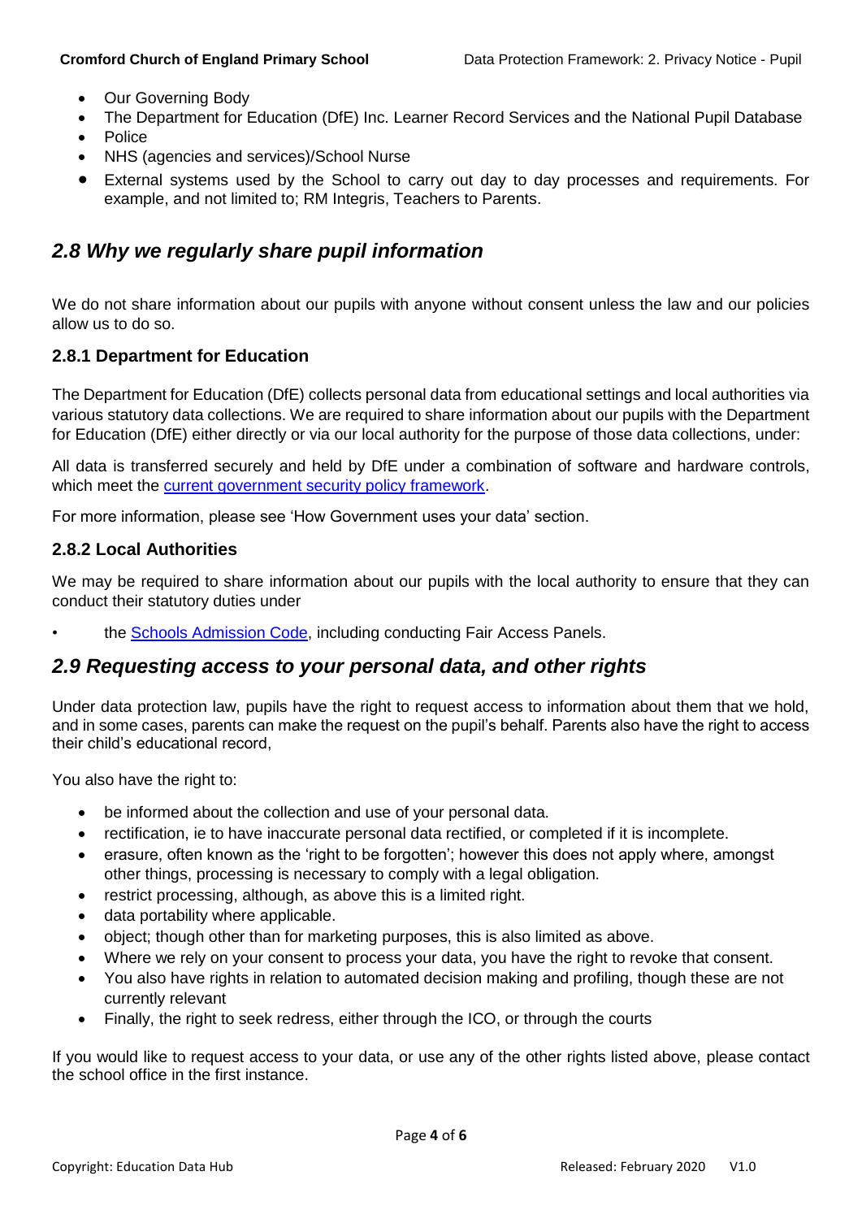- Our Governing Body
- The Department for Education (DfE) Inc. Learner Record Services and the National Pupil Database
- Police
- NHS (agencies and services)/School Nurse
- External systems used by the School to carry out day to day processes and requirements. For example, and not limited to; RM Integris, Teachers to Parents.

## *2.8 Why we regularly share pupil information*

We do not share information about our pupils with anyone without consent unless the law and our policies allow us to do so.

### 2.8.1 Department for Education

The Department for Education (DfE) collects personal data from educational settings and local authorities via various statutory data collections. We are required to share information about our pupils with the Department for Education (DfE) either directly or via our local authority for the purpose of those data collections, under:

All data is transferred securely and held by DfE under a combination of software and hardware controls, which meet the current government security policy framework.

For more information, please see 'How Government uses your data' section.

### 2.8.2 Local Authorities

We may be required to share information about our pupils with the local authority to ensure that they can conduct their statutory duties under

- the Schools Admission Code, including conducting Fair Access Panels.

## *2.9 Requesting access to your personal data, and other rights*

Under data protection law, pupils have the right to request access to information about them that we hold, and in some cases, parents can make the request on the pupil's behalf. Parents also have the right to access their child's educational record,

You also have the right to:

- be informed about the collection and use of your personal data.
- rectification, ie to have inaccurate personal data rectified, or completed if it is incomplete.
- erasure, often known as the 'right to be forgotten'; however this does not apply where, amongst other things, processing is necessary to comply with a legal obligation.
- restrict processing, although, as above this is a limited right.
- data portability where applicable.
- object; though other than for marketing purposes, this is also limited as above.
- Where we rely on your consent to process your data, you have the right to revoke that consent.
- You also have rights in relation to automated decision making and profiling, though these are not currently relevant
- Finally, the right to seek redress, either through the ICO, or through the courts

If you would like to request access to your data, or use any of the other rights listed above, please contact the school office in the first instance.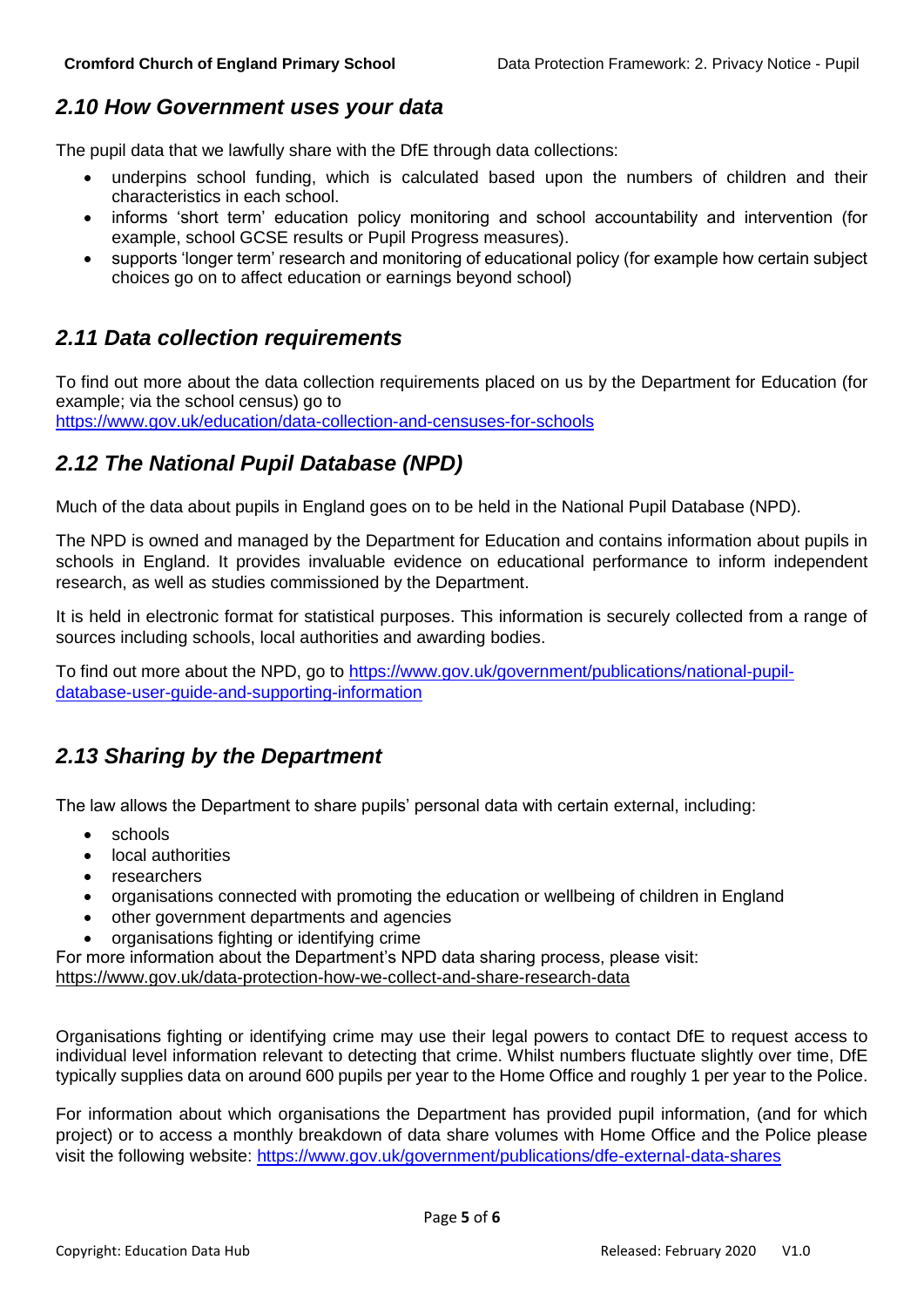## *2.10 How Government uses your data*

The pupil data that we lawfully share with the DfE through data collections:

- underpins school funding, which is calculated based upon the numbers of children and their characteristics in each school.
- informs 'short term' education policy monitoring and school accountability and intervention (for example, school GCSE results or Pupil Progress measures).
- supports 'longer term' research and monitoring of educational policy (for example how certain subject choices go on to affect education or earnings beyond school)

## *2.11 Data collection requirements*

To find out more about the data collection requirements placed on us by the Department for Education (for example; via the school census) go to
https://www.gov.uk/education/data-collection-and-censuses-for-schools

## *2.12 The National Pupil Database (NPD)*

Much of the data about pupils in England goes on to be held in the National Pupil Database (NPD).

The NPD is owned and managed by the Department for Education and contains information about pupils in schools in England. It provides invaluable evidence on educational performance to inform independent research, as well as studies commissioned by the Department.

It is held in electronic format for statistical purposes. This information is securely collected from a range of sources including schools, local authorities and awarding bodies.

To find out more about the NPD, go to https://www.gov.uk/government/publications/national-pupil-database-user-guide-and-supporting-information

## *2.13 Sharing by the Department*

The law allows the Department to share pupils' personal data with certain external, including:

- schools
- local authorities
- researchers
- organisations connected with promoting the education or wellbeing of children in England
- other government departments and agencies
- organisations fighting or identifying crime

For more information about the Department's NPD data sharing process, please visit:
https://www.gov.uk/data-protection-how-we-collect-and-share-research-data

Organisations fighting or identifying crime may use their legal powers to contact DfE to request access to individual level information relevant to detecting that crime. Whilst numbers fluctuate slightly over time, DfE typically supplies data on around 600 pupils per year to the Home Office and roughly 1 per year to the Police.

For information about which organisations the Department has provided pupil information, (and for which project) or to access a monthly breakdown of data share volumes with Home Office and the Police please visit the following website: https://www.gov.uk/government/publications/dfe-external-data-shares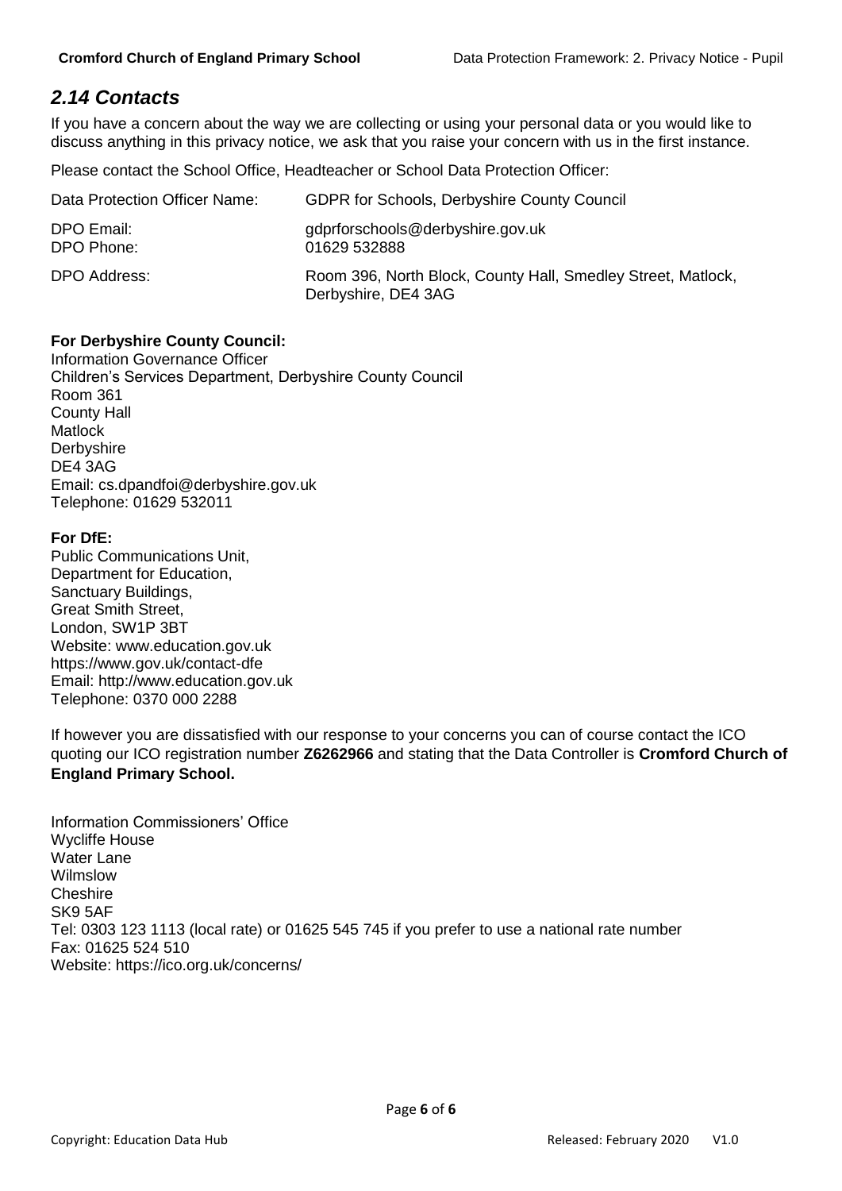## *2.14 Contacts*

If you have a concern about the way we are collecting or using your personal data or you would like to discuss anything in this privacy notice, we ask that you raise your concern with us in the first instance.

Please contact the School Office, Headteacher or School Data Protection Officer:

| | |
|---|---|
| Data Protection Officer Name: | GDPR for Schools, Derbyshire County Council |
| DPO Email: | gdprforschools@derbyshire.gov.uk |
| DPO Phone: | 01629 532888 |
| DPO Address: | Room 396, North Block, County Hall, Smedley Street, Matlock, Derbyshire, DE4 3AG |

**For Derbyshire County Council:**
Information Governance Officer
Children's Services Department, Derbyshire County Council
Room 361
County Hall
Matlock
Derbyshire
DE4 3AG
Email: cs.dpandfoi@derbyshire.gov.uk
Telephone: 01629 532011

**For DfE:**
Public Communications Unit,
Department for Education,
Sanctuary Buildings,
Great Smith Street,
London, SW1P 3BT
Website: www.education.gov.uk
https://www.gov.uk/contact-dfe
Email: http://www.education.gov.uk
Telephone: 0370 000 2288

If however you are dissatisfied with our response to your concerns you can of course contact the ICO quoting our ICO registration number **Z6262966** and stating that the Data Controller is **Cromford Church of England Primary School.**

Information Commissioners' Office
Wycliffe House
Water Lane
Wilmslow
Cheshire
SK9 5AF
Tel: 0303 123 1113 (local rate) or 01625 545 745 if you prefer to use a national rate number
Fax: 01625 524 510
Website: https://ico.org.uk/concerns/